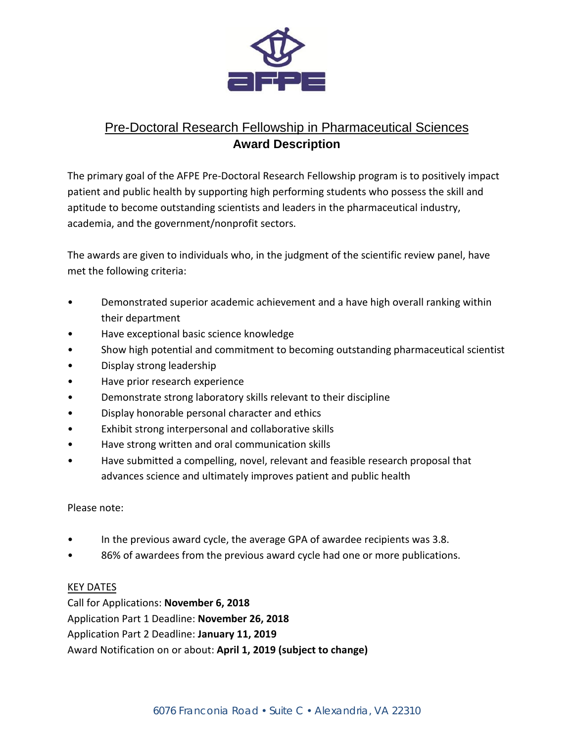# Pre-Doctoral Research Fellowship in Pharmaceutical Sciences

## Award Description

The primary goal of the AFPE Pre-Doctoral Research Fellowship program is to positively impact patient and public health by supporting high performing students who possess the skill and aptitude to become outstanding scientists and leaders in the pharmaceutical industry, academia, and the government/nonprofit sectors.

The awards are given to individuals who, in the judgment of the scientific review panel, have met the following criteria:

- Demonstrated superior academic achievement and a have high overall ranking within their department
- Have exceptional basic science knowledge
- Show high potential and commitment to becoming outstanding pharmaceutical scientist
- Display strong leadership
- Have prior research experience
- Demonstrate strong laboratory skills relevant to their discipline
- Display honorable personal character and ethics
- Exhibit strong interpersonal and collaborative skills
- Have strong written and oral communication skills
- Have submitted a compelling, novel, relevant and feasible research proposal that advances science and ultimately improves patient and public health

Please note:

- In the previous award cycle, the average GPA of awardee recipients was 3.8.
- 86% of awardees from the previous award cycle had one or more publications.

KEY DATES

Call for Applications: **November 6, 2018**
Application Part 1 Deadline: **November 26, 2018**
Application Part 2 Deadline: **January 11, 2019**
Award Notification on or about: **April 1, 2019 (subject to change)**

6076 Franconia Road • Suite C • Alexandria, VA 22310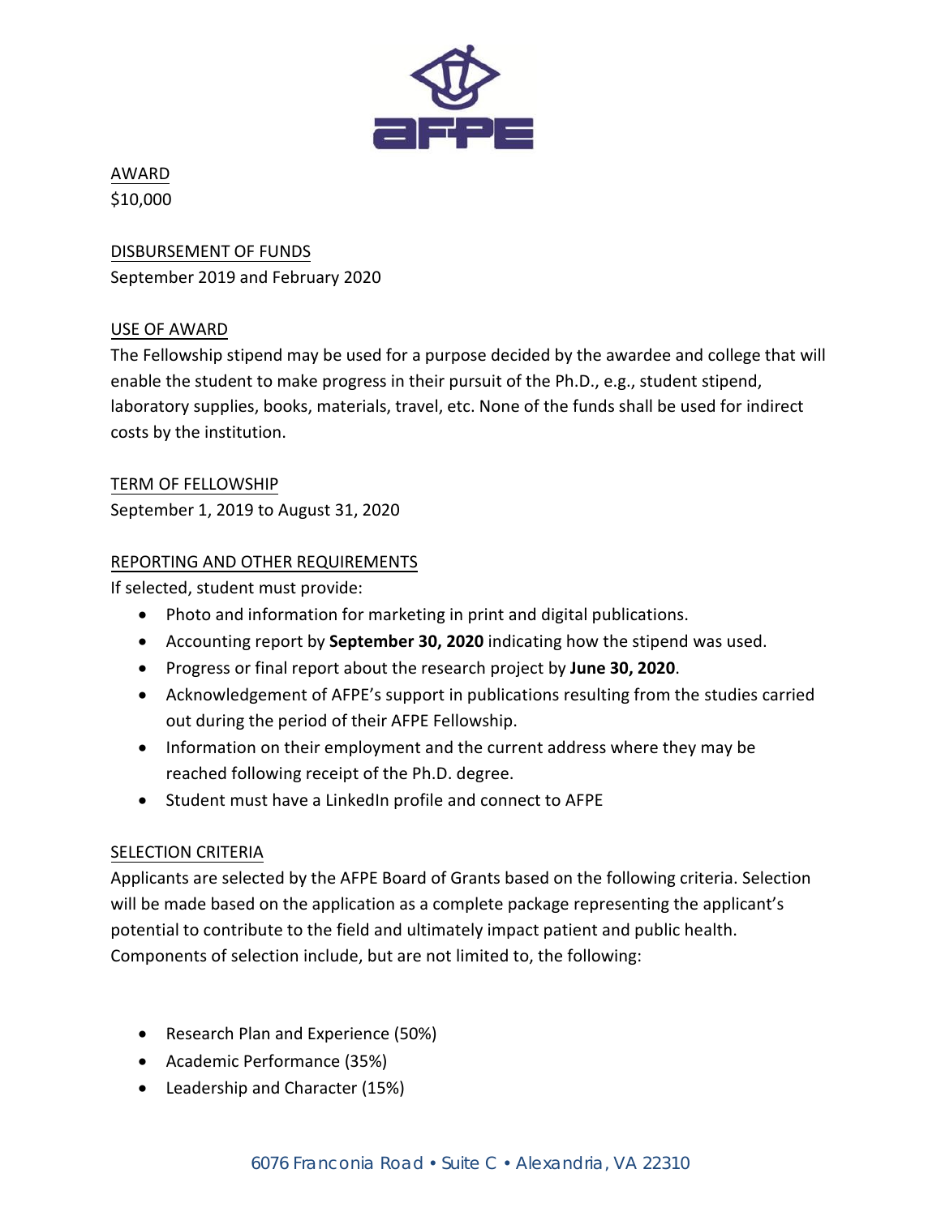## AWARD

$10,000

## DISBURSEMENT OF FUNDS

September 2019 and February 2020

## USE OF AWARD

The Fellowship stipend may be used for a purpose decided by the awardee and college that will enable the student to make progress in their pursuit of the Ph.D., e.g., student stipend, laboratory supplies, books, materials, travel, etc. None of the funds shall be used for indirect costs by the institution.

## TERM OF FELLOWSHIP

September 1, 2019 to August 31, 2020

## REPORTING AND OTHER REQUIREMENTS

If selected, student must provide:

- Photo and information for marketing in print and digital publications.
- Accounting report by **September 30, 2020** indicating how the stipend was used.
- Progress or final report about the research project by **June 30, 2020**.
- Acknowledgement of AFPE's support in publications resulting from the studies carried out during the period of their AFPE Fellowship.
- Information on their employment and the current address where they may be reached following receipt of the Ph.D. degree.
- Student must have a LinkedIn profile and connect to AFPE

## SELECTION CRITERIA

Applicants are selected by the AFPE Board of Grants based on the following criteria. Selection will be made based on the application as a complete package representing the applicant's potential to contribute to the field and ultimately impact patient and public health. Components of selection include, but are not limited to, the following:

- Research Plan and Experience (50%)
- Academic Performance (35%)
- Leadership and Character (15%)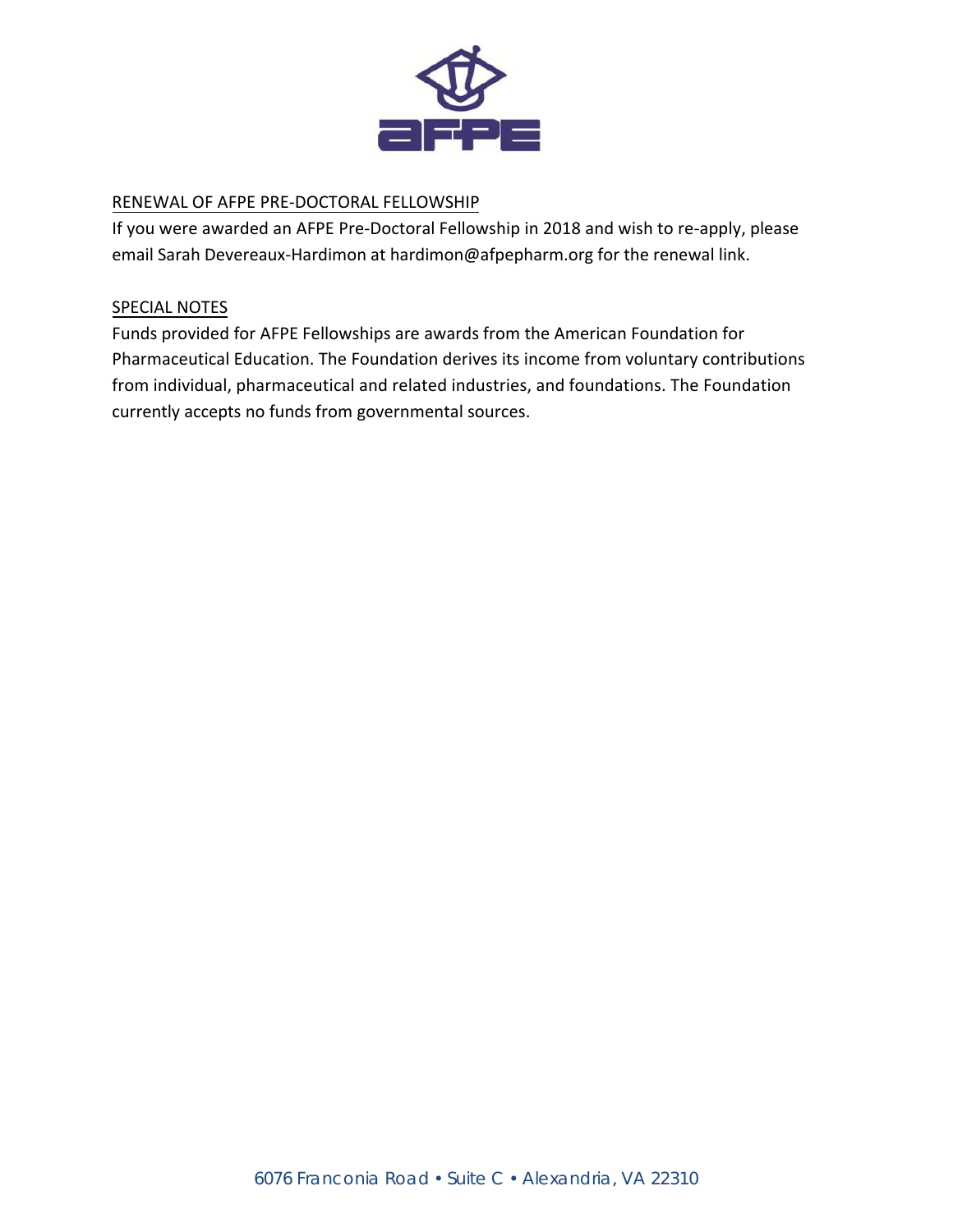## RENEWAL OF AFPE PRE-DOCTORAL FELLOWSHIP

If you were awarded an AFPE Pre-Doctoral Fellowship in 2018 and wish to re-apply, please email Sarah Devereaux-Hardimon at hardimon@afpepharm.org for the renewal link.

## SPECIAL NOTES

Funds provided for AFPE Fellowships are awards from the American Foundation for Pharmaceutical Education. The Foundation derives its income from voluntary contributions from individual, pharmaceutical and related industries, and foundations. The Foundation currently accepts no funds from governmental sources.